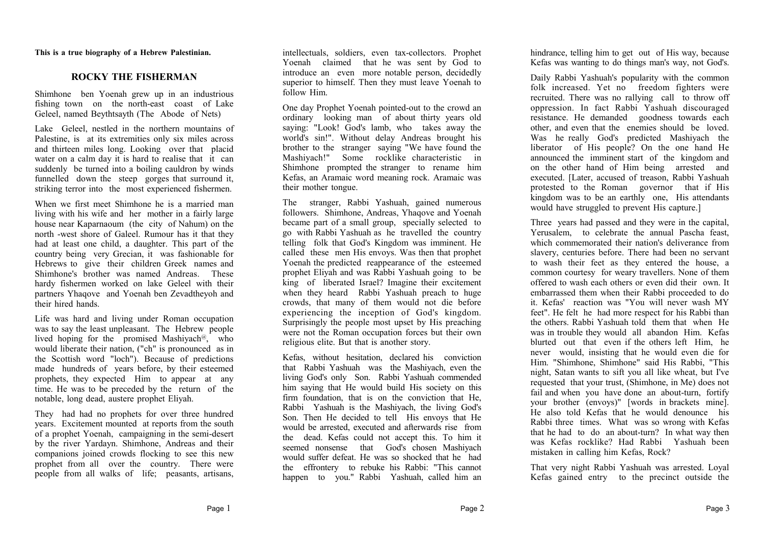**This is a true biography of a Hebrew Palestinian.**

## ROCKY THE FISHERMAN

Shimhone ben Yoenah grew up in an industrious fishing town on the north-east coast of Lake Geleel, named Beythtsayth (The Abode of Nets)

Lake Geleel, nestled in the northern mountains of Palestine, is at its extremities only six miles across and thirteen miles long. Looking over that placid water on a calm day it is hard to realise that it can suddenly be turned into a boiling cauldron by winds funnelled down the steep gorges that surround it, striking terror into the most experienced fishermen.

When we first meet Shimhone he is a married man living with his wife and her mother in a fairly large house near Kaparnaoum (the city of Nahum) on the north -west shore of Galeel. Rumour has it that they had at least one child, a daughter. This part of the country being very Grecian, it was fashionable for Hebrews to give their children Greek names and Shimhone's brother was named Andreas. These hardy fishermen worked on lake Geleel with their partners Yhaqove and Yoenah ben Zevadtheyoh and their hired hands.

Life was hard and living under Roman occupation was to say the least unpleasant. The Hebrew people lived hoping for the promised Mashiyach[@], who would liberate their nation, ("ch" is pronounced as in the Scottish word "loch"). Because of predictions made hundreds of years before, by their esteemed prophets, they expected Him to appear at any time. He was to be preceded by the return of the notable, long dead, austere prophet Eliyah.

They had had no prophets for over three hundred years. Excitement mounted at reports from the south of a prophet Yoenah, campaigning in the semi-desert by the river Yardayn. Shimhone, Andreas and their companions joined crowds flocking to see this new prophet from all over the country. There were people from all walks of life; peasants, artisans, intellectuals, soldiers, even tax-collectors. Prophet Yoenah claimed that he was sent by God to introduce an even more notable person, decidedly superior to himself. Then they must leave Yoenah to follow Him.

One day Prophet Yoenah pointed-out to the crowd an ordinary looking man of about thirty years old saying: "Look! God's lamb, who takes away the world's sin!". Without delay Andreas brought his brother to the stranger saying "We have found the Mashiyach!" Some rocklike characteristic in Shimhone prompted the stranger to rename him Kefas, an Aramaic word meaning rock. Aramaic was their mother tongue.

The stranger, Rabbi Yashuah, gained numerous followers. Shimhone, Andreas, Yhaqove and Yoenah became part of a small group, specially selected to go with Rabbi Yashuah as he travelled the country telling folk that God's Kingdom was imminent. He called these men His envoys. Was then that prophet Yoenah the predicted reappearance of the esteemed prophet Eliyah and was Rabbi Yashuah going to be king of liberated Israel? Imagine their excitement when they heard Rabbi Yashuah preach to huge crowds, that many of them would not die before experiencing the inception of God's kingdom. Surprisingly the people most upset by His preaching were not the Roman occupation forces but their own religious elite. But that is another story.

Kefas, without hesitation, declared his conviction that Rabbi Yashuah was the Mashiyach, even the living God's only Son. Rabbi Yashuah commended him saying that He would build His society on this firm foundation, that is on the conviction that He, Rabbi Yashuah is the Mashiyach, the living God's Son. Then He decided to tell His envoys that He would be arrested, executed and afterwards rise from the dead. Kefas could not accept this. To him it seemed nonsense that God's chosen Mashiyach would suffer defeat. He was so shocked that he had the effrontery to rebuke his Rabbi: "This cannot happen to you." Rabbi Yashuah, called him an hindrance, telling him to get out of His way, because Kefas was wanting to do things man's way, not God's.

Daily Rabbi Yashuah's popularity with the common folk increased. Yet no freedom fighters were recruited. There was no rallying call to throw off oppression. In fact Rabbi Yashuah discouraged resistance. He demanded goodness towards each other, and even that the enemies should be loved. Was he really God's predicted Mashiyach the liberator of His people? On the one hand He announced the imminent start of the kingdom and on the other hand of Him being arrested and executed. [Later, accused of treason, Rabbi Yashuah protested to the Roman governor that if His kingdom was to be an earthly one, His attendants would have struggled to prevent His capture.]

Three years had passed and they were in the capital, Yerusalem, to celebrate the annual Pascha feast, which commemorated their nation's deliverance from slavery, centuries before. There had been no servant to wash their feet as they entered the house, a common courtesy for weary travellers. None of them offered to wash each others or even did their own. It embarrassed them when their Rabbi proceeded to do it. Kefas' reaction was "You will never wash MY feet". He felt he had more respect for his Rabbi than the others. Rabbi Yashuah told them that when He was in trouble they would all abandon Him. Kefas blurted out that even if the others left Him, he never would, insisting that he would even die for Him. "Shimhone, Shimhone" said His Rabbi, "This night, Satan wants to sift you all like wheat, but I've requested that your trust, (Shimhone, in Me) does not fail and when you have done an about-turn, fortify your brother (envoys)" [words in brackets mine]. He also told Kefas that he would denounce his Rabbi three times. What was so wrong with Kefas that he had to do an about-turn? In what way then was Kefas rocklike? Had Rabbi Yashuah been mistaken in calling him Kefas, Rock?

That very night Rabbi Yashuah was arrested. Loyal Kefas gained entry to the precinct outside the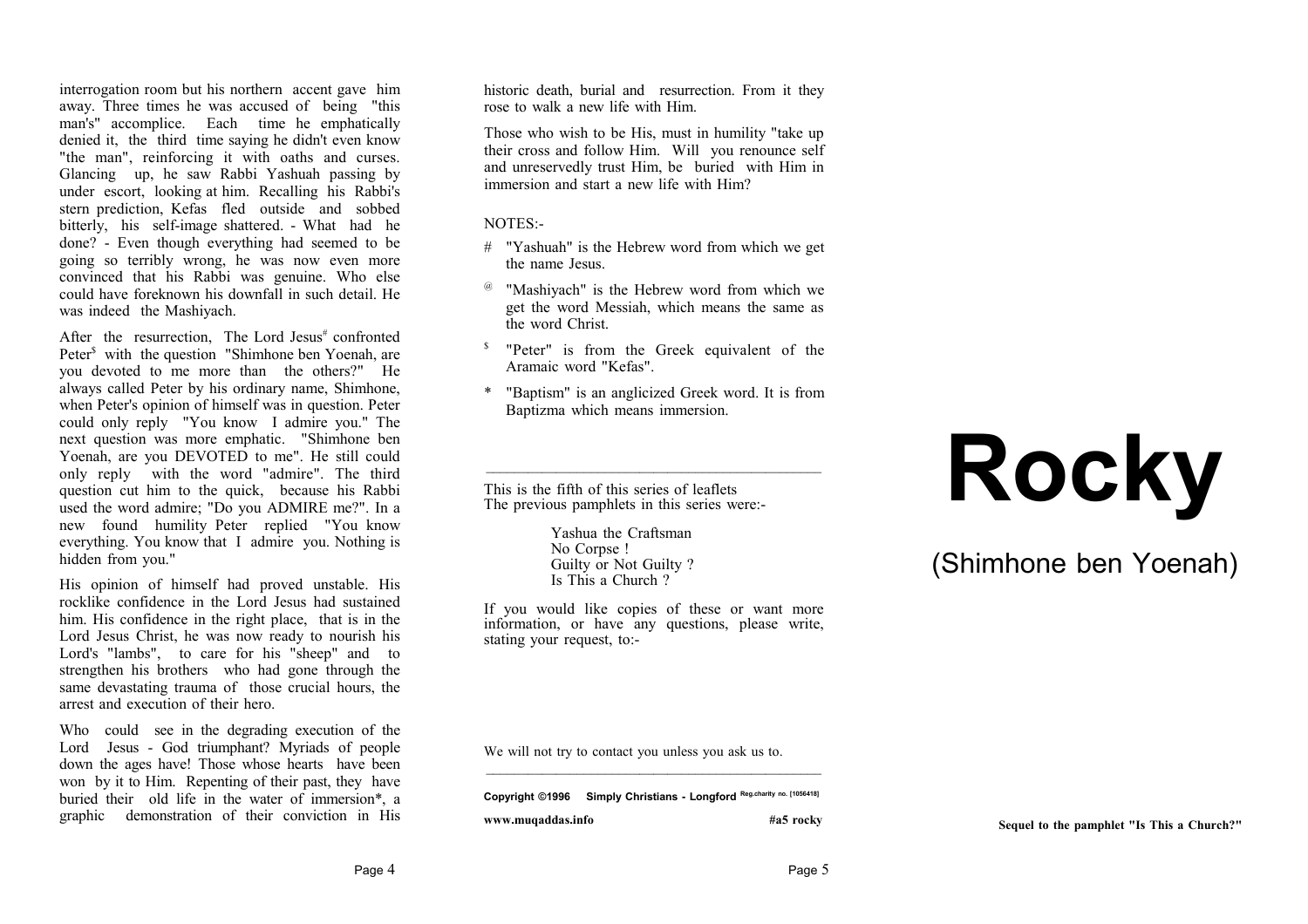interrogation room but his northern accent gave him away. Three times he was accused of being "this man's" accomplice. Each time he emphatically denied it, the third time saying he didn't even know "the man", reinforcing it with oaths and curses. Glancing up, he saw Rabbi Yashuah passing by under escort, looking at him. Recalling his Rabbi's stern prediction, Kefas fled outside and sobbed bitterly, his self-image shattered. - What had he done? - Even though everything had seemed to be going so terribly wrong, he was now even more convinced that his Rabbi was genuine. Who else could have foreknown his downfall in such detail. He was indeed the Mashiyach.

After the resurrection, The Lord Jesus# confronted Peter$ with the question "Shimhone ben Yoenah, are you devoted to me more than the others?" He always called Peter by his ordinary name, Shimhone, when Peter's opinion of himself was in question. Peter could only reply "You know I admire you." The next question was more emphatic. "Shimhone ben Yoenah, are you DEVOTED to me". He still could only reply with the word "admire". The third question cut him to the quick, because his Rabbi used the word admire; "Do you ADMIRE me?". In a new found humility Peter replied "You know everything. You know that I admire you. Nothing is hidden from you."

His opinion of himself had proved unstable. His rocklike confidence in the Lord Jesus had sustained him. His confidence in the right place, that is in the Lord Jesus Christ, he was now ready to nourish his Lord's "lambs", to care for his "sheep" and to strengthen his brothers who had gone through the same devastating trauma of those crucial hours, the arrest and execution of their hero.

Who could see in the degrading execution of the Lord Jesus - God triumphant? Myriads of people down the ages have! Those whose hearts have been won by it to Him. Repenting of their past, they have buried their old life in the water of immersion*, a graphic demonstration of their conviction in His historic death, burial and resurrection. From it they rose to walk a new life with Him.

Those who wish to be His, must in humility "take up their cross and follow Him. Will you renounce self and unreservedly trust Him, be buried with Him in immersion and start a new life with Him?

NOTES:-

- # "Yashuah" is the Hebrew word from which we get the name Jesus.
- @ "Mashiyach" is the Hebrew word from which we get the word Messiah, which means the same as the word Christ.
- $ "Peter" is from the Greek equivalent of the Aramaic word "Kefas".
- * "Baptism" is an anglicized Greek word. It is from Baptizma which means immersion.

---

This is the fifth of this series of leaflets
The previous pamphlets in this series were:-

Yashua the Craftsman
No Corpse !
Guilty or Not Guilty ?
Is This a Church ?

If you would like copies of these or want more information, or have any questions, please write, stating your request, to:-

We will not try to contact you unless you ask us to.

---

**Copyright ©1996 Simply Christians - Longford** Reg.charity no. [1056418]

**www.muqaddas.info** **#a5 rocky**

# Rocky

## (Shimhone ben Yoenah)

**Sequel to the pamphlet "Is This a Church?"**